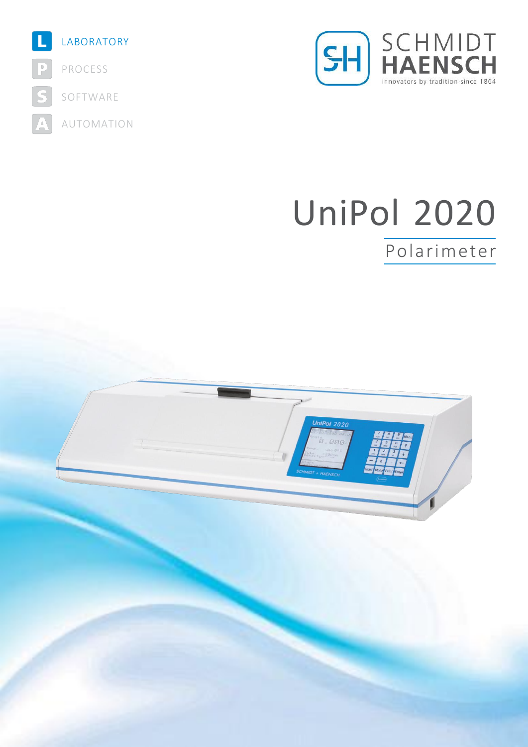LABORATORY

PROCESS

SOFTWARE

AUTOMATION

SCHMIDT HAENSCH

innovators by tradition since 1864

# UniPol 2020

## Polarimeter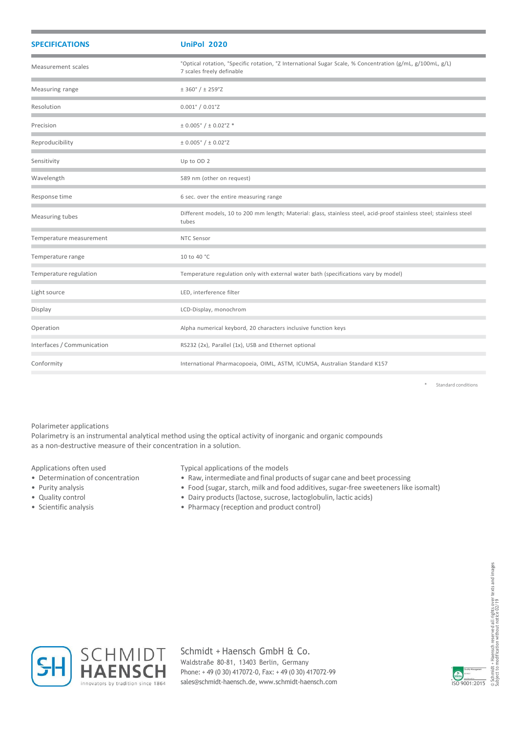| SPECIFICATIONS | UniPol 2020 |
|---|---|
| Measurement scales | °Optical rotation, °Specific rotation, °Z International Sugar Scale, % Concentration (g/mL, g/100mL, g/L) 7 scales freely definable |
| Measuring range | ± 360° / ± 259°Z |
| Resolution | 0.001° / 0.01°Z |
| Precision | ± 0.005° / ± 0.02°Z * |
| Reproducibility | ± 0.005° / ± 0.02°Z |
| Sensitivity | Up to OD 2 |
| Wavelength | 589 nm (other on request) |
| Response time | 6 sec. over the entire measuring range |
| Measuring tubes | Different models, 10 to 200 mm length; Material: glass, stainless steel, acid-proof stainless steel; stainless steel tubes |
| Temperature measurement | NTC Sensor |
| Temperature range | 10 to 40 °C |
| Temperature regulation | Temperature regulation only with external water bath (specifications vary by model) |
| Light source | LED, interference filter |
| Display | LCD-Display, monochrom |
| Operation | Alpha numerical keybord, 20 characters inclusive function keys |
| Interfaces / Communication | RS232 (2x), Parallel (1x), USB and Ethernet optional |
| Conformity | International Pharmacopoeia, OIML, ASTM, ICUMSA, Australian Standard K157 |

\* Standard conditions

Polarimeter applications

Polarimetry is an instrumental analytical method using the optical activity of inorganic and organic compounds as a non-destructive measure of their concentration in a solution.

Applications often used

- Determination of concentration
- Purity analysis
- Quality control
- Scientific analysis

Typical applications of the models

- Raw, intermediate and final products of sugar cane and beet processing
- Food (sugar, starch, milk and food additives, sugar-free sweeteners like isomalt)
- Dairy products (lactose, sucrose, lactoglobulin, lactic acids)
- Pharmacy (reception and product control)

SCHMIDT HAENSCH
innovators by tradition since 1864

Schmidt + Haensch GmbH & Co.
Waldstraße 80-81, 13403 Berlin, Germany
Phone: + 49 (0 30) 417072-0, Fax: + 49 (0 30) 417072-99
sales@schmidt-haensch.de, www.schmidt-haensch.com

ISO 9001:2015

© Schmidt + Haensch reserved all rights over texts and images
Subject to modification without notice 02/19